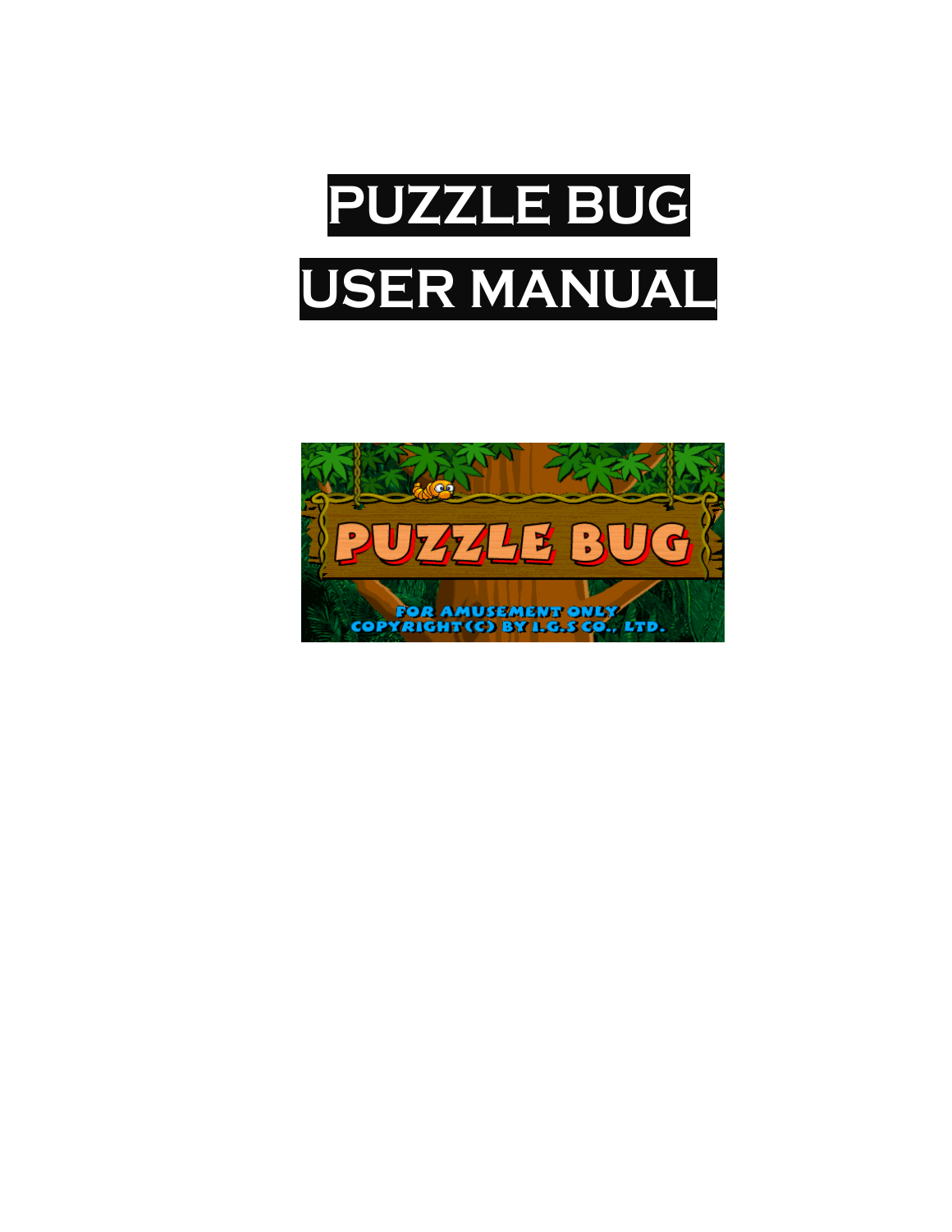# PUZZLE BUG

# USER MANUAL

PUZZLE BUG

FOR AMUSEMENT ONLY
COPYRIGHT(C) BY I.G.S CO., LTD.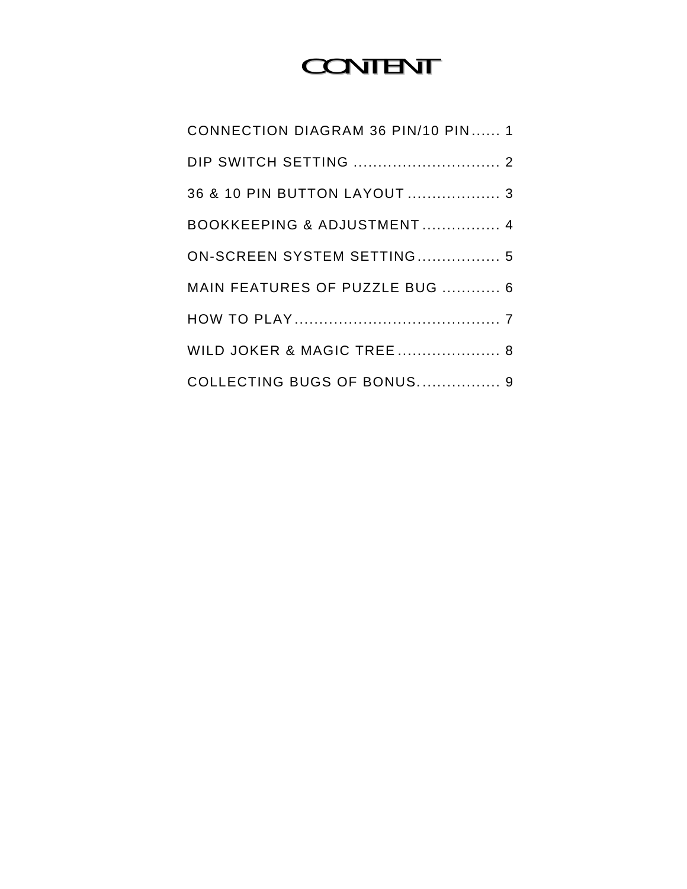# CONTENT

CONNECTION DIAGRAM 36 PIN/10 PIN...... 1

DIP SWITCH SETTING ............................. 2

36 & 10 PIN BUTTON LAYOUT .................. 3

BOOKKEEPING & ADJUSTMENT ................ 4

ON-SCREEN SYSTEM SETTING................. 5

MAIN FEATURES OF PUZZLE BUG ............ 6

HOW TO PLAY......................................... 7

WILD JOKER & MAGIC TREE..................... 8

COLLECTING BUGS OF BONUS................ 9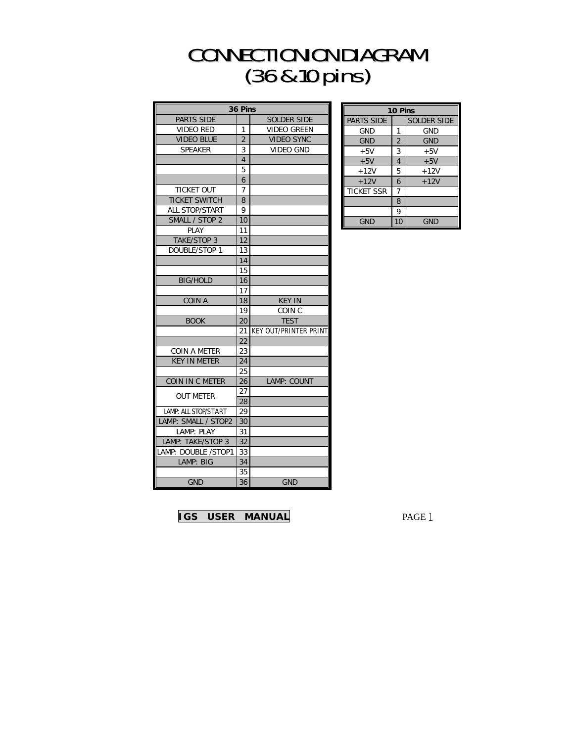# CONNECTION DIAGRAM
# (36 & 10 pins)

| 36 Pins | | |
|---|---|---|
| PARTS SIDE | | SOLDER SIDE |
| VIDEO RED | 1 | VIDEO GREEN |
| VIDEO BLUE | 2 | VIDEO SYNC |
| SPEAKER | 3 | VIDEO GND |
| | 4 | |
| | 5 | |
| | 6 | |
| TICKET OUT | 7 | |
| TICKET SWITCH | 8 | |
| ALL STOP/START | 9 | |
| SMALL / STOP 2 | 10 | |
| PLAY | 11 | |
| TAKE/STOP 3 | 12 | |
| DOUBLE/STOP 1 | 13 | |
| | 14 | |
| | 15 | |
| BIG/HOLD | 16 | |
| | 17 | |
| COIN A | 18 | KEY IN |
| | 19 | COIN C |
| BOOK | 20 | TEST |
| | 21 | KEY OUT/PRINTER PRINT |
| | 22 | |
| COIN A METER | 23 | |
| KEY IN METER | 24 | |
| | 25 | |
| COIN IN C METER | 26 | LAMP: COUNT |
| OUT METER | 27 | |
| | 28 | |
| LAMP: ALL STOP/START | 29 | |
| LAMP: SMALL / STOP2 | 30 | |
| LAMP: PLAY | 31 | |
| LAMP: TAKE/STOP 3 | 32 | |
| LAMP: DOUBLE /STOP1 | 33 | |
| LAMP: BIG | 34 | |
| | 35 | |
| GND | 36 | GND |

| 10 Pins | | |
|---|---|---|
| PARTS SIDE | | SOLDER SIDE |
| GND | 1 | GND |
| GND | 2 | GND |
| +5V | 3 | +5V |
| +5V | 4 | +5V |
| +12V | 5 | +12V |
| +12V | 6 | +12V |
| TICKET SSR | 7 | |
| | 8 | |
| | 9 | |
| GND | 10 | GND |

**IGS USER MANUAL**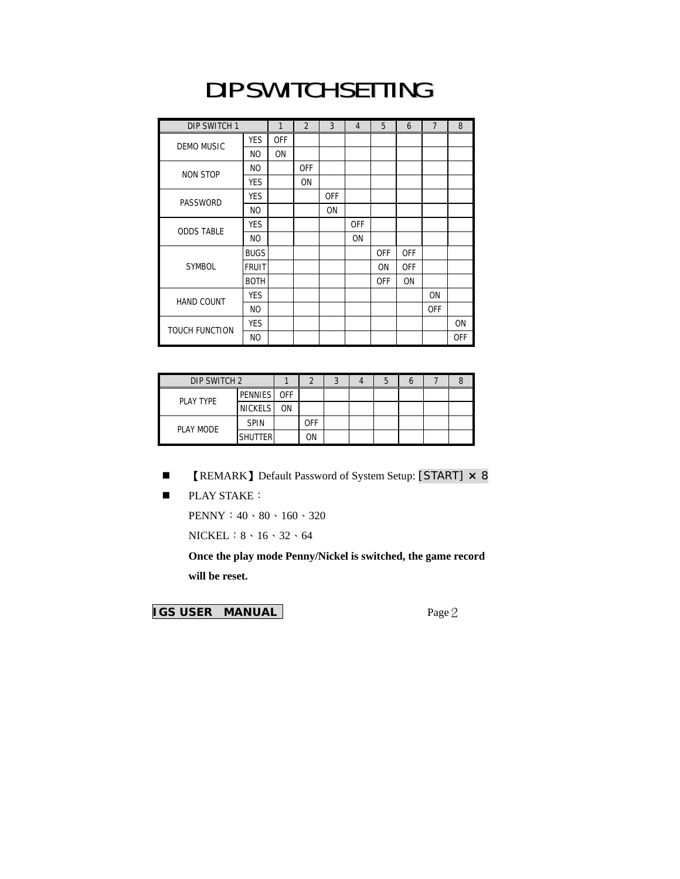# DIP SWITCH SETTING

| DIP SWITCH 1 | | 1 | 2 | 3 | 4 | 5 | 6 | 7 | 8 |
|---|---|---|---|---|---|---|---|---|---|
| DEMO MUSIC | YES | OFF | | | | | | | |
| | NO | ON | | | | | | | |
| NON STOP | NO | | OFF | | | | | | |
| | YES | | ON | | | | | | |
| PASSWORD | YES | | | OFF | | | | | |
| | NO | | | ON | | | | | |
| ODDS TABLE | YES | | | | OFF | | | | |
| | NO | | | | ON | | | | |
| SYMBOL | BUGS | | | | | OFF | OFF | | |
| | FRUIT | | | | | ON | OFF | | |
| | BOTH | | | | | OFF | ON | | |
| HAND COUNT | YES | | | | | | | ON | |
| | NO | | | | | | | OFF | |
| TOUCH FUNCTION | YES | | | | | | | | ON |
| | NO | | | | | | | | OFF |

| DIP SWITCH 2 | | 1 | 2 | 3 | 4 | 5 | 6 | 7 | 8 |
|---|---|---|---|---|---|---|---|---|---|
| PLAY TYPE | PENNIES | OFF | | | | | | | |
| | NICKELS | ON | | | | | | | |
| PLAY MODE | SPIN | | OFF | | | | | | |
| | SHUTTER | | ON | | | | | | |

- 【REMARK】Default Password of System Setup: [START] × 8
- PLAY STAKE：

  PENNY：40、80、160、320

  NICKEL：8、16、32、64

  **Once the play mode Penny/Nickel is switched, the game record will be reset.**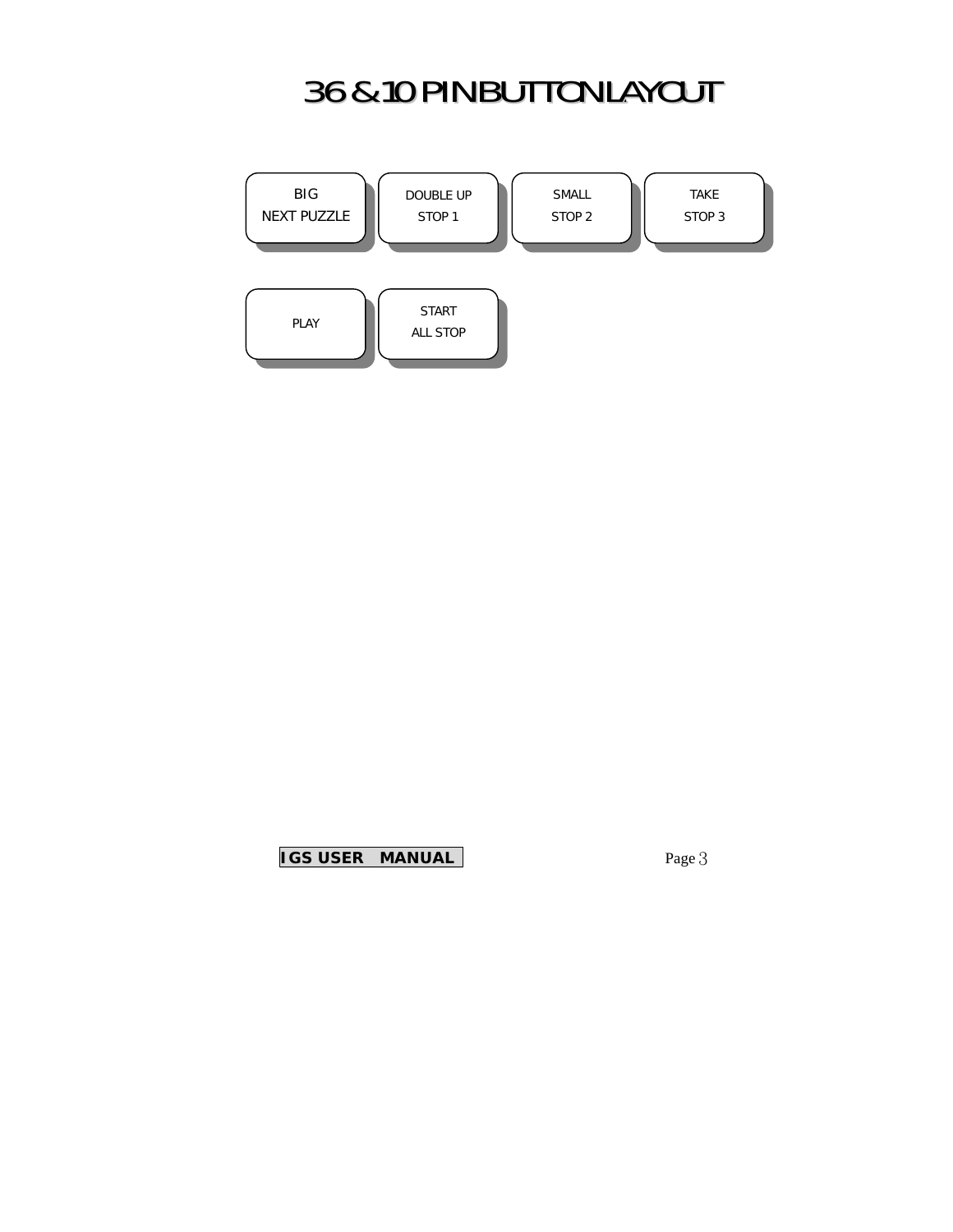# 36 & 10 PIN BUTTON LAYOUT

| BIG<br>NEXT PUZZLE | DOUBLE UP<br>STOP 1 | SMALL<br>STOP 2 | TAKE<br>STOP 3 |
|---|---|---|---|
| PLAY | START<br>ALL STOP | | |

**IGS USER MANUAL**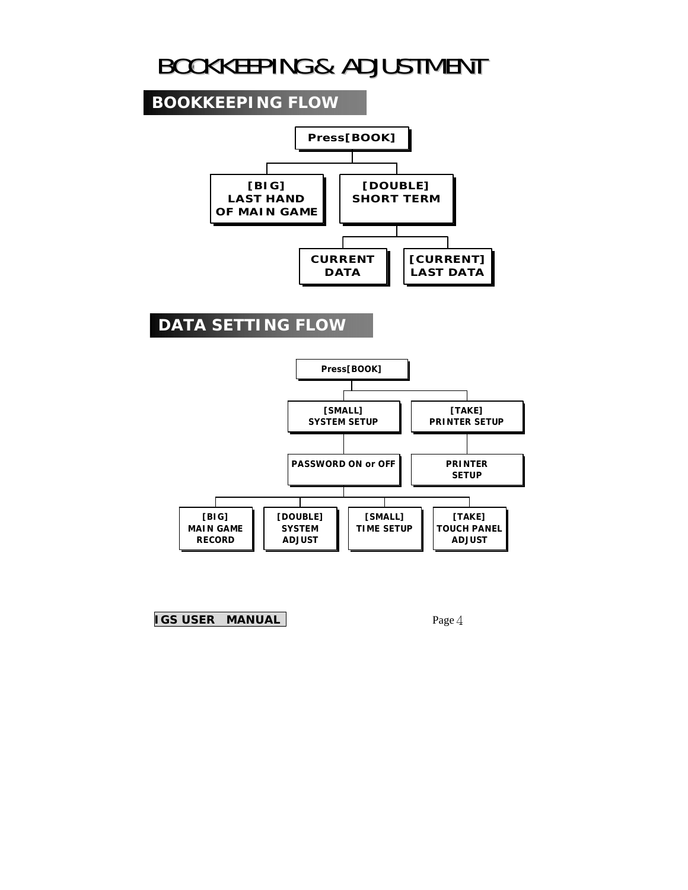# BOOKKEEPING & ADJUSTMENT

## BOOKKEEPING FLOW

Press[BOOK]

- [BIG] LAST HAND OF MAIN GAME
- [DOUBLE] SHORT TERM
  - CURRENT DATA
  - [CURRENT] LAST DATA

## DATA SETTING FLOW

Press[BOOK]

- [SMALL] SYSTEM SETUP
  - PASSWORD ON or OFF
    - [BIG] MAIN GAME RECORD
    - [DOUBLE] SYSTEM ADJUST
    - [SMALL] TIME SETUP
    - [TAKE] TOUCH PANEL ADJUST
- [TAKE] PRINTER SETUP
  - PRINTER SETUP

IGS USER MANUAL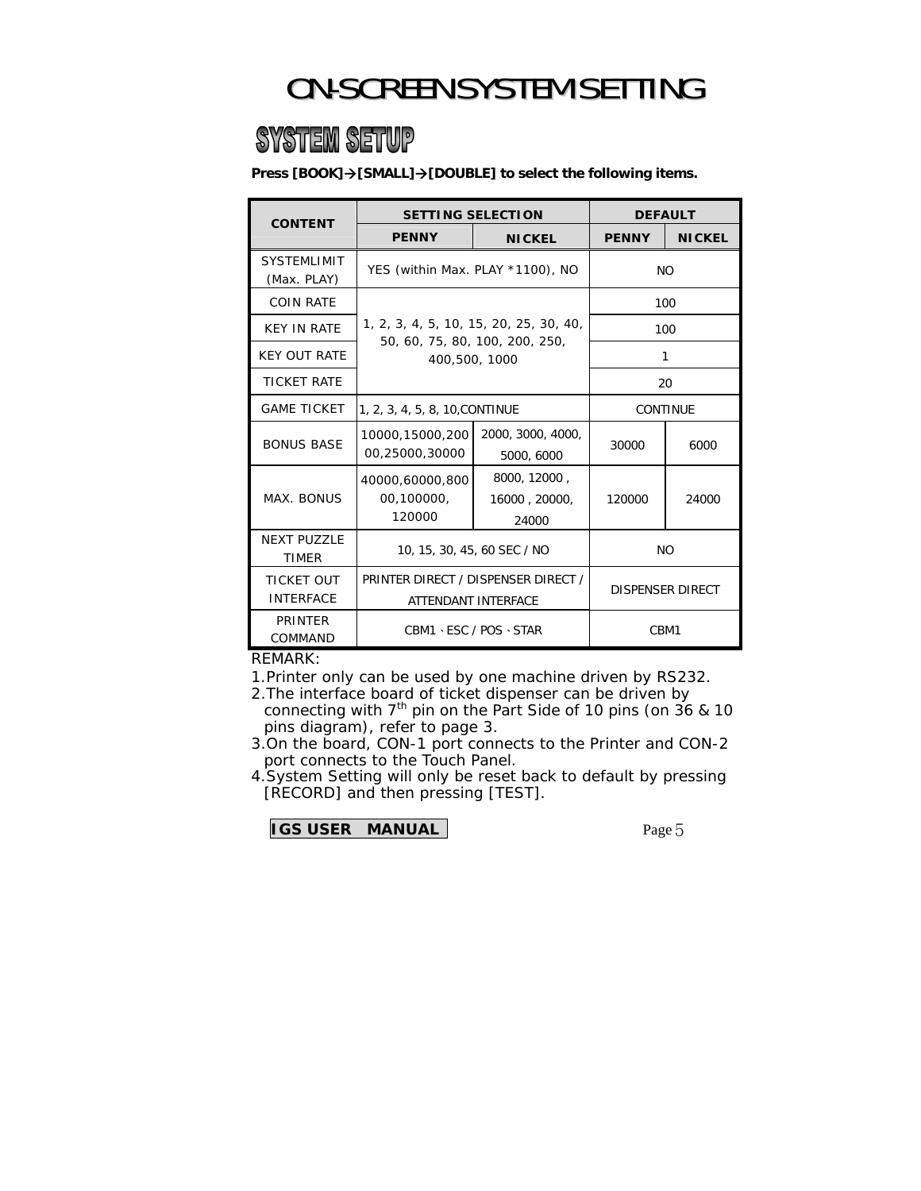# ON-SCREEN SYSTEM SETTING

## SYSTEM SETUP

**Press [BOOK]→[SMALL]→[DOUBLE] to select the following items.**

| CONTENT | SETTING SELECTION | | DEFAULT | |
|---|---|---|---|---|
| | PENNY | NICKEL | PENNY | NICKEL |
| SYSTEMLIMIT (Max. PLAY) | YES (within Max. PLAY *1100), NO | | NO | |
| COIN RATE | 1, 2, 3, 4, 5, 10, 15, 20, 25, 30, 40, 50, 60, 75, 80, 100, 200, 250, 400,500, 1000 | | 100 | |
| KEY IN RATE | | | 100 | |
| KEY OUT RATE | | | 1 | |
| TICKET RATE | | | 20 | |
| GAME TICKET | 1, 2, 3, 4, 5, 8, 10,CONTINUE | | CONTINUE | |
| BONUS BASE | 10000,15000,20000,25000,30000 | 2000, 3000, 4000, 5000, 6000 | 30000 | 6000 |
| MAX. BONUS | 40000,60000,80000,100000, 120000 | 8000, 12000 , 16000 , 20000, 24000 | 120000 | 24000 |
| NEXT PUZZLE TIMER | 10, 15, 30, 45, 60 SEC / NO | | NO | |
| TICKET OUT INTERFACE | PRINTER DIRECT / DISPENSER DIRECT / ATTENDANT INTERFACE | | DISPENSER DIRECT | |
| PRINTER COMMAND | CBM1、ESC / POS、STAR | | CBM1 | |

REMARK:

1. Printer only can be used by one machine driven by RS232.
2. The interface board of ticket dispenser can be driven by connecting with 7th pin on the Part Side of 10 pins (on 36 & 10 pins diagram), refer to page 3.
3. On the board, CON-1 port connects to the Printer and CON-2 port connects to the Touch Panel.
4. System Setting will only be reset back to default by pressing [RECORD] and then pressing [TEST].

IGS USER MANUAL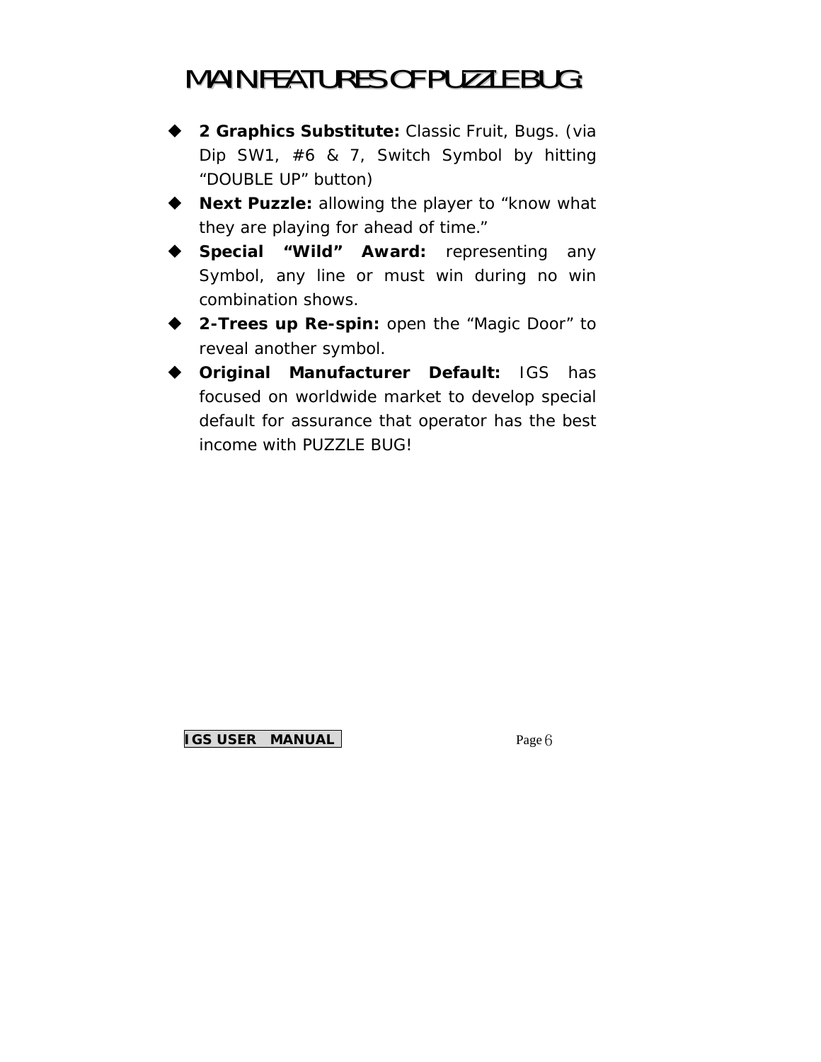# MAIN FEATURES OF PUZZLE BUG:

- **2 Graphics Substitute:** Classic Fruit, Bugs. (via Dip SW1, #6 & 7, Switch Symbol by hitting "DOUBLE UP" button)
- **Next Puzzle:** allowing the player to "know what they are playing for ahead of time."
- **Special "Wild" Award:** representing any Symbol, any line or must win during no win combination shows.
- **2-Trees up Re-spin:** open the "Magic Door" to reveal another symbol.
- **Original Manufacturer Default:** IGS has focused on worldwide market to develop special default for assurance that operator has the best income with PUZZLE BUG!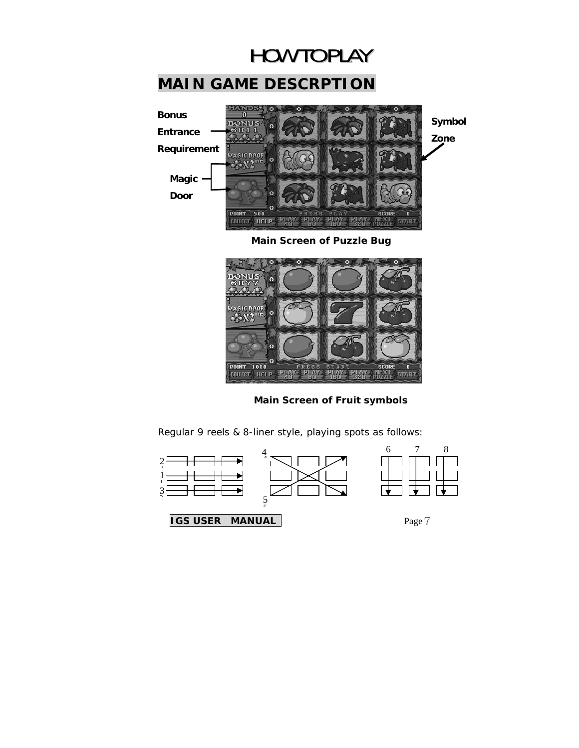# HOW TO PLAY

## MAIN GAME DESCRPTION

Bonus Entrance Requirement

Magic Door

Symbol Zone

Main Screen of Puzzle Bug

Main Screen of Fruit symbols

Regular 9 reels & 8-liner style, playing spots as follows:

2
1
3

4
5

6 7 8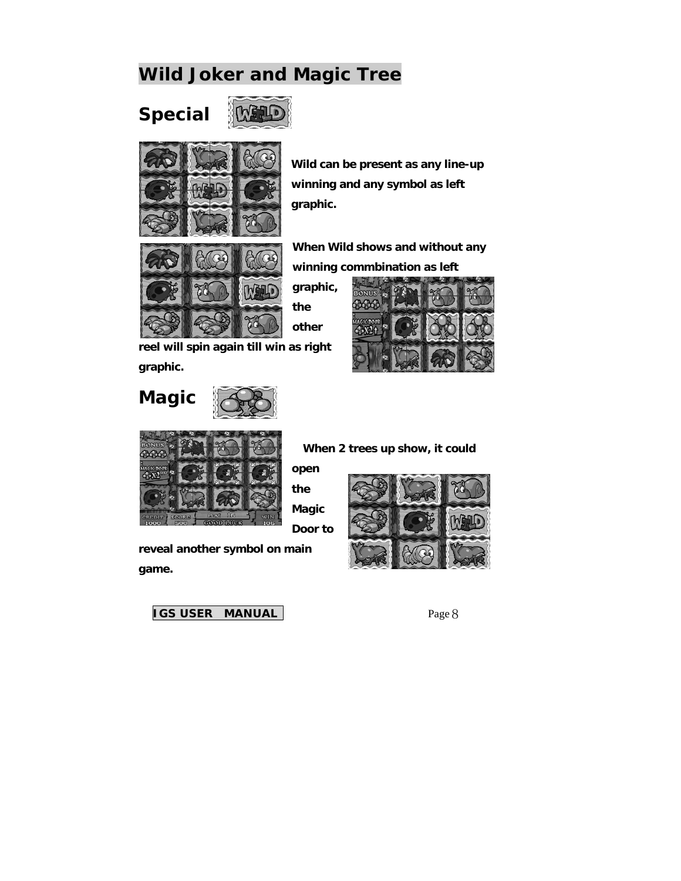# Wild Joker and Magic Tree

## Special

Wild can be present as any line-up winning and any symbol as left graphic.

When Wild shows and without any winning commbination as left graphic, the other reel will spin again till win as right graphic.

## Magic

When 2 trees up show, it could open the Magic Door to reveal another symbol on main game.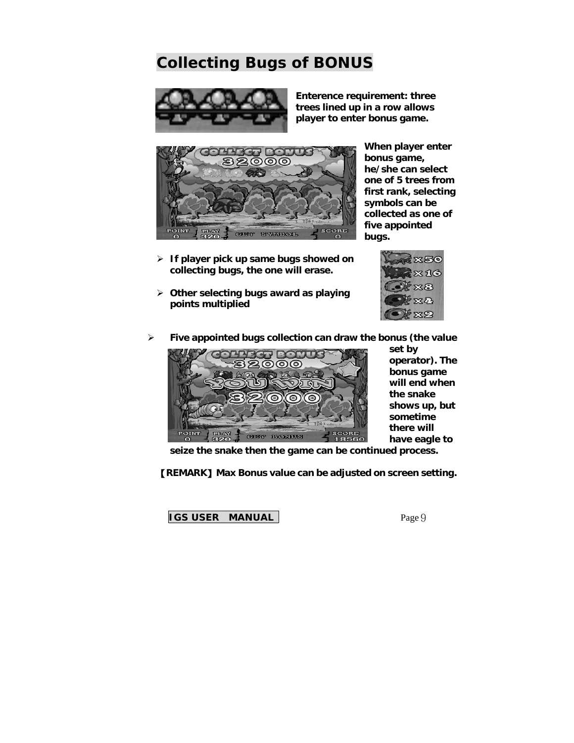# Collecting Bugs of BONUS

Enterence requirement: three trees lined up in a row allows player to enter bonus game.

When player enter bonus game, he/she can select one of 5 trees from first rank, selecting symbols can be collected as one of five appointed bugs.

- If player pick up same bugs showed on collecting bugs, the one will erase.
- Other selecting bugs award as playing points multiplied

x50
x16
x8
x4
x2

- Five appointed bugs collection can draw the bonus (the value set by operator). The bonus game will end when the snake shows up, but sometime there will have eagle to seize the snake then the game can be continued process.

【REMARK】Max Bonus value can be adjusted on screen setting.